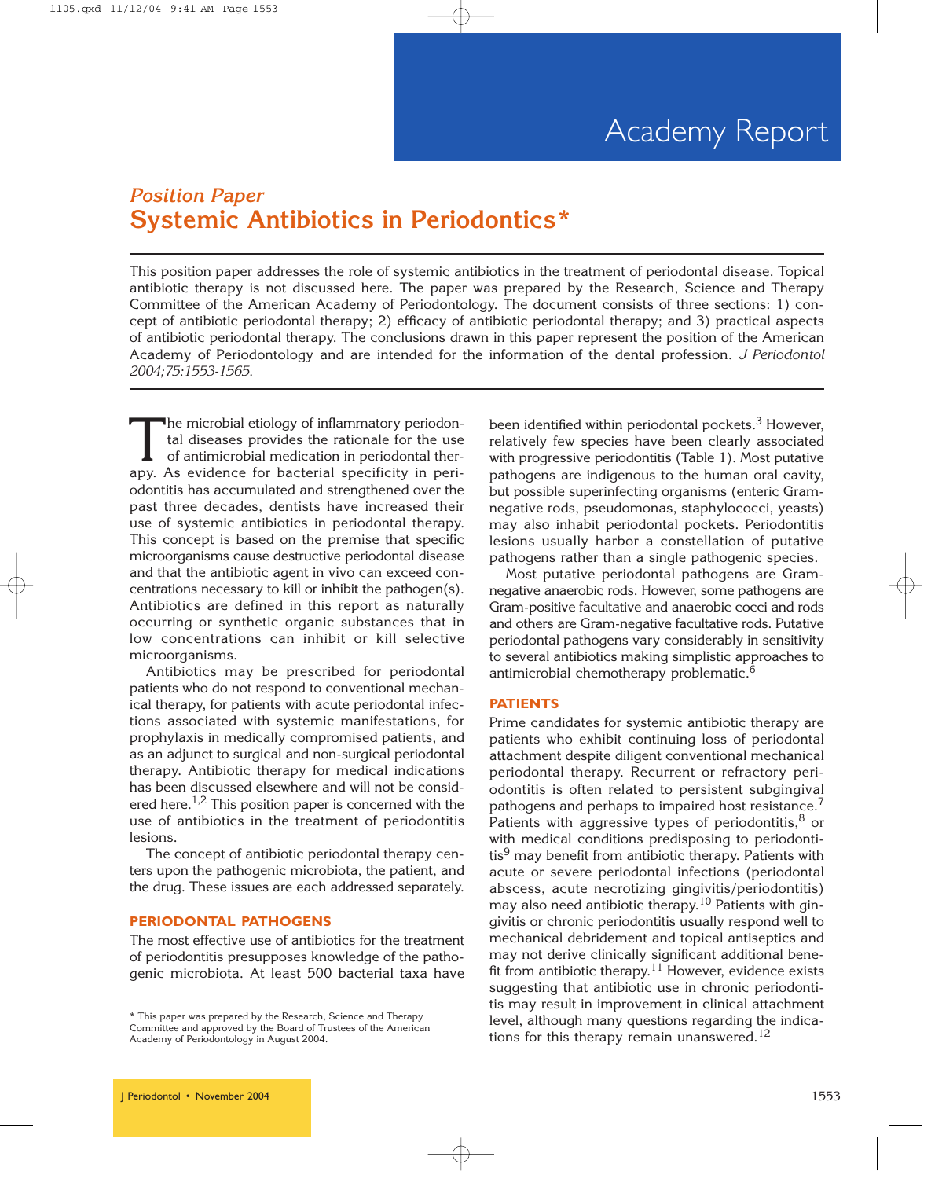# Academy Report

## *Position Paper*
## Systemic Antibiotics in Periodontics*

This position paper addresses the role of systemic antibiotics in the treatment of periodontal disease. Topical antibiotic therapy is not discussed here. The paper was prepared by the Research, Science and Therapy Committee of the American Academy of Periodontology. The document consists of three sections: 1) concept of antibiotic periodontal therapy; 2) efficacy of antibiotic periodontal therapy; and 3) practical aspects of antibiotic periodontal therapy. The conclusions drawn in this paper represent the position of the American Academy of Periodontology and are intended for the information of the dental profession. *J Periodontol 2004;75:1553-1565.*

The microbial etiology of inflammatory periodontal diseases provides the rationale for the use of antimicrobial medication in periodontal therapy. As evidence for bacterial specificity in periodontitis has accumulated and strengthened over the past three decades, dentists have increased their use of systemic antibiotics in periodontal therapy. This concept is based on the premise that specific microorganisms cause destructive periodontal disease and that the antibiotic agent in vivo can exceed concentrations necessary to kill or inhibit the pathogen(s). Antibiotics are defined in this report as naturally occurring or synthetic organic substances that in low concentrations can inhibit or kill selective microorganisms.

Antibiotics may be prescribed for periodontal patients who do not respond to conventional mechanical therapy, for patients with acute periodontal infections associated with systemic manifestations, for prophylaxis in medically compromised patients, and as an adjunct to surgical and non-surgical periodontal therapy. Antibiotic therapy for medical indications has been discussed elsewhere and will not be considered here.[1,2] This position paper is concerned with the use of antibiotics in the treatment of periodontitis lesions.

The concept of antibiotic periodontal therapy centers upon the pathogenic microbiota, the patient, and the drug. These issues are each addressed separately.

### PERIODONTAL PATHOGENS

The most effective use of antibiotics for the treatment of periodontitis presupposes knowledge of the pathogenic microbiota. At least 500 bacterial taxa have been identified within periodontal pockets.[3] However, relatively few species have been clearly associated with progressive periodontitis (Table 1). Most putative pathogens are indigenous to the human oral cavity, but possible superinfecting organisms (enteric Gram-negative rods, pseudomonas, staphylococci, yeasts) may also inhabit periodontal pockets. Periodontitis lesions usually harbor a constellation of putative pathogens rather than a single pathogenic species.

Most putative periodontal pathogens are Gram-negative anaerobic rods. However, some pathogens are Gram-positive facultative and anaerobic cocci and rods and others are Gram-negative facultative rods. Putative periodontal pathogens vary considerably in sensitivity to several antibiotics making simplistic approaches to antimicrobial chemotherapy problematic.[6]

### PATIENTS

Prime candidates for systemic antibiotic therapy are patients who exhibit continuing loss of periodontal attachment despite diligent conventional mechanical periodontal therapy. Recurrent or refractory periodontitis is often related to persistent subgingival pathogens and perhaps to impaired host resistance.[7] Patients with aggressive types of periodontitis,[8] or with medical conditions predisposing to periodontitis[9] may benefit from antibiotic therapy. Patients with acute or severe periodontal infections (periodontal abscess, acute necrotizing gingivitis/periodontitis) may also need antibiotic therapy.[10] Patients with gingivitis or chronic periodontitis usually respond well to mechanical debridement and topical antiseptics and may not derive clinically significant additional benefit from antibiotic therapy.[11] However, evidence exists suggesting that antibiotic use in chronic periodontitis may result in improvement in clinical attachment level, although many questions regarding the indications for this therapy remain unanswered.[12]

\* This paper was prepared by the Research, Science and Therapy Committee and approved by the Board of Trustees of the American Academy of Periodontology in August 2004.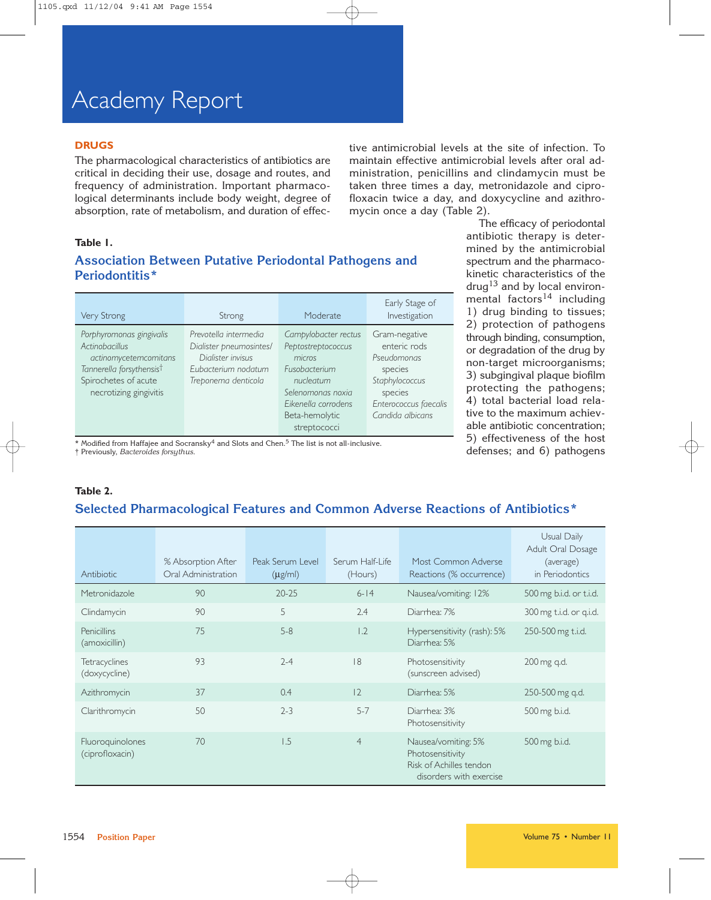# Academy Report

## DRUGS

The pharmacological characteristics of antibiotics are critical in deciding their use, dosage and routes, and frequency of administration. Important pharmacological determinants include body weight, degree of absorption, rate of metabolism, and duration of effective antimicrobial levels at the site of infection. To maintain effective antimicrobial levels after oral administration, penicillins and clindamycin must be taken three times a day, metronidazole and ciprofloxacin twice a day, and doxycycline and azithromycin once a day (Table 2).

The efficacy of periodontal antibiotic therapy is determined by the antimicrobial spectrum and the pharmacokinetic characteristics of the drug[13] and by local environmental factors[14] including 1) drug binding to tissues; 2) protection of pathogens through binding, consumption, or degradation of the drug by non-target microorganisms; 3) subgingival plaque biofilm protecting the pathogens; 4) total bacterial load relative to the maximum achievable antibiotic concentration; 5) effectiveness of the host defenses; and 6) pathogens

**Table 1.**

### Association Between Putative Periodontal Pathogens and Periodontitis*

| Very Strong | Strong | Moderate | Early Stage of Investigation |
|---|---|---|---|
| *Porphyromonas gingivalis*<br>*Actinobacillus actinomycetemcomitans*<br>*Tannerella forsythensis*†<br>Spirochetes of acute necrotizing gingivitis | *Prevotella intermedia*<br>*Dialister pneumosintes/ Dialister invisus*<br>*Eubacterium nodatum*<br>*Treponema denticola* | *Campylobacter rectus*<br>*Peptostreptococcus micros*<br>*Fusobacterium nucleatum*<br>*Selenomonas noxia*<br>*Eikenella corrodens*<br>Beta-hemolytic streptococci | Gram-negative enteric rods<br>*Pseudomonas* species<br>*Staphylococcus* species<br>*Enterococcus faecalis*<br>*Candida albicans* |

\* Modified from Haffajee and Socransky[4] and Slots and Chen.[5] The list is not all-inclusive.
† Previously, *Bacteroides forsythus*.

**Table 2.**

### Selected Pharmacological Features and Common Adverse Reactions of Antibiotics*

| Antibiotic | % Absorption After Oral Administration | Peak Serum Level (μg/ml) | Serum Half-Life (Hours) | Most Common Adverse Reactions (% occurrence) | Usual Daily Adult Oral Dosage (average) in Periodontics |
|---|---|---|---|---|---|
| Metronidazole | 90 | 20-25 | 6-14 | Nausea/vomiting: 12% | 500 mg b.i.d. or t.i.d. |
| Clindamycin | 90 | 5 | 2.4 | Diarrhea: 7% | 300 mg t.i.d. or q.i.d. |
| Penicillins (amoxicillin) | 75 | 5-8 | 1.2 | Hypersensitivity (rash): 5%<br>Diarrhea: 5% | 250-500 mg t.i.d. |
| Tetracyclines (doxycycline) | 93 | 2-4 | 18 | Photosensitivity (sunscreen advised) | 200 mg q.d. |
| Azithromycin | 37 | 0.4 | 12 | Diarrhea: 5% | 250-500 mg q.d. |
| Clarithromycin | 50 | 2-3 | 5-7 | Diarrhea: 3%<br>Photosensitivity | 500 mg b.i.d. |
| Fluoroquinolones (ciprofloxacin) | 70 | 1.5 | 4 | Nausea/vomiting: 5%<br>Photosensitivity<br>Risk of Achilles tendon disorders with exercise | 500 mg b.i.d. |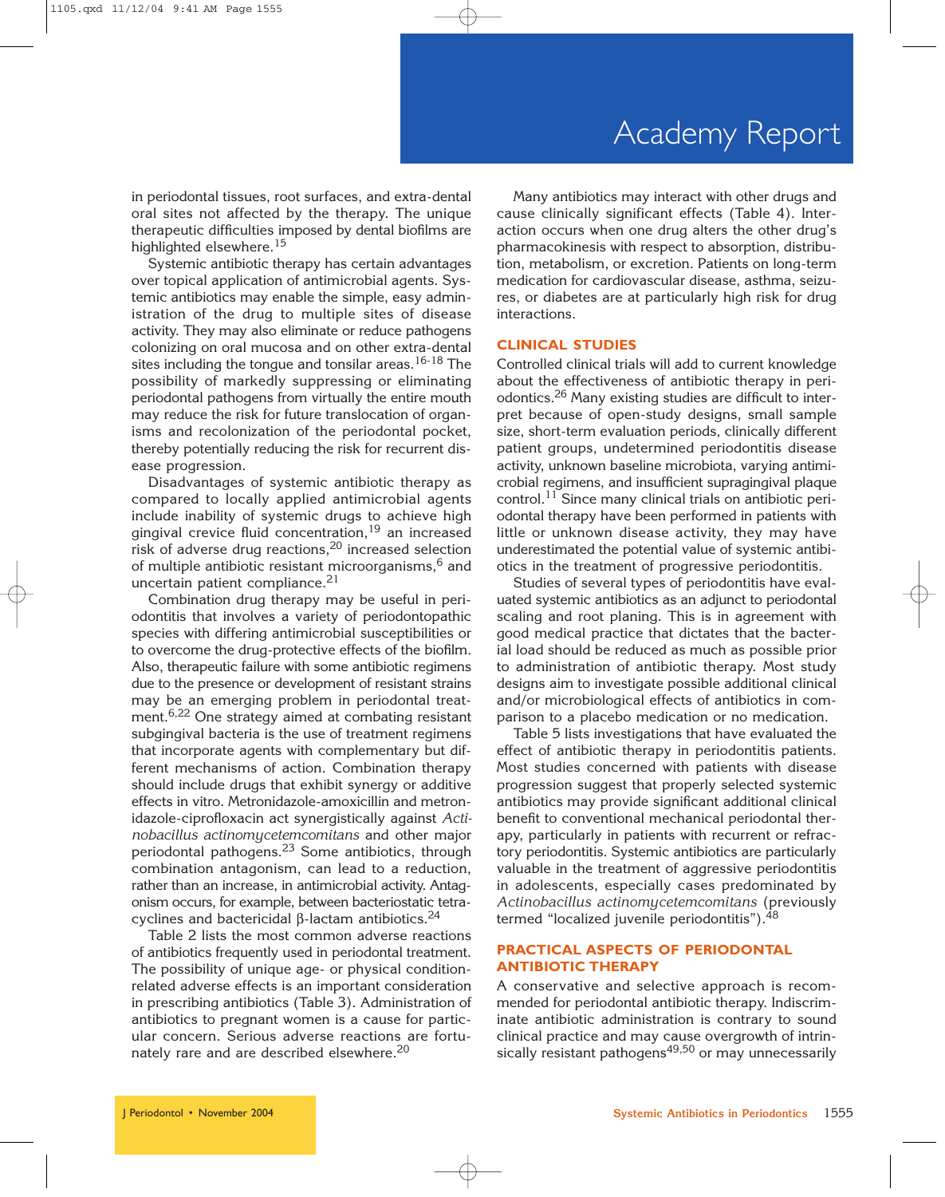in periodontal tissues, root surfaces, and extra-dental oral sites not affected by the therapy. The unique therapeutic difficulties imposed by dental biofilms are highlighted elsewhere.[15]

Systemic antibiotic therapy has certain advantages over topical application of antimicrobial agents. Systemic antibiotics may enable the simple, easy administration of the drug to multiple sites of disease activity. They may also eliminate or reduce pathogens colonizing on oral mucosa and on other extra-dental sites including the tongue and tonsilar areas.[16-18] The possibility of markedly suppressing or eliminating periodontal pathogens from virtually the entire mouth may reduce the risk for future translocation of organisms and recolonization of the periodontal pocket, thereby potentially reducing the risk for recurrent disease progression.

Disadvantages of systemic antibiotic therapy as compared to locally applied antimicrobial agents include inability of systemic drugs to achieve high gingival crevice fluid concentration,[19] an increased risk of adverse drug reactions,[20] increased selection of multiple antibiotic resistant microorganisms,[6] and uncertain patient compliance.[21]

Combination drug therapy may be useful in periodontitis that involves a variety of periodontopathic species with differing antimicrobial susceptibilities or to overcome the drug-protective effects of the biofilm. Also, therapeutic failure with some antibiotic regimens due to the presence or development of resistant strains may be an emerging problem in periodontal treatment.[6,22] One strategy aimed at combating resistant subgingival bacteria is the use of treatment regimens that incorporate agents with complementary but different mechanisms of action. Combination therapy should include drugs that exhibit synergy or additive effects in vitro. Metronidazole-amoxicillin and metronidazole-ciprofloxacin act synergistically against *Actinobacillus actinomycetemcomitans* and other major periodontal pathogens.[23] Some antibiotics, through combination antagonism, can lead to a reduction, rather than an increase, in antimicrobial activity. Antagonism occurs, for example, between bacteriostatic tetracyclines and bactericidal β-lactam antibiotics.[24]

Table 2 lists the most common adverse reactions of antibiotics frequently used in periodontal treatment. The possibility of unique age- or physical condition-related adverse effects is an important consideration in prescribing antibiotics (Table 3). Administration of antibiotics to pregnant women is a cause for particular concern. Serious adverse reactions are fortunately rare and are described elsewhere.[20]

Many antibiotics may interact with other drugs and cause clinically significant effects (Table 4). Interaction occurs when one drug alters the other drug's pharmacokinesis with respect to absorption, distribution, metabolism, or excretion. Patients on long-term medication for cardiovascular disease, asthma, seizures, or diabetes are at particularly high risk for drug interactions.

## CLINICAL STUDIES

Controlled clinical trials will add to current knowledge about the effectiveness of antibiotic therapy in periodontics.[26] Many existing studies are difficult to interpret because of open-study designs, small sample size, short-term evaluation periods, clinically different patient groups, undetermined periodontitis disease activity, unknown baseline microbiota, varying antimicrobial regimens, and insufficient supragingival plaque control.[11] Since many clinical trials on antibiotic periodontal therapy have been performed in patients with little or unknown disease activity, they may have underestimated the potential value of systemic antibiotics in the treatment of progressive periodontitis.

Studies of several types of periodontitis have evaluated systemic antibiotics as an adjunct to periodontal scaling and root planing. This is in agreement with good medical practice that dictates that the bacterial load should be reduced as much as possible prior to administration of antibiotic therapy. Most study designs aim to investigate possible additional clinical and/or microbiological effects of antibiotics in comparison to a placebo medication or no medication.

Table 5 lists investigations that have evaluated the effect of antibiotic therapy in periodontitis patients. Most studies concerned with patients with disease progression suggest that properly selected systemic antibiotics may provide significant additional clinical benefit to conventional mechanical periodontal therapy, particularly in patients with recurrent or refractory periodontitis. Systemic antibiotics are particularly valuable in the treatment of aggressive periodontitis in adolescents, especially cases predominated by *Actinobacillus actinomycetemcomitans* (previously termed "localized juvenile periodontitis").[48]

## PRACTICAL ASPECTS OF PERIODONTAL ANTIBIOTIC THERAPY

A conservative and selective approach is recommended for periodontal antibiotic therapy. Indiscriminate antibiotic administration is contrary to sound clinical practice and may cause overgrowth of intrinsically resistant pathogens[49,50] or may unnecessarily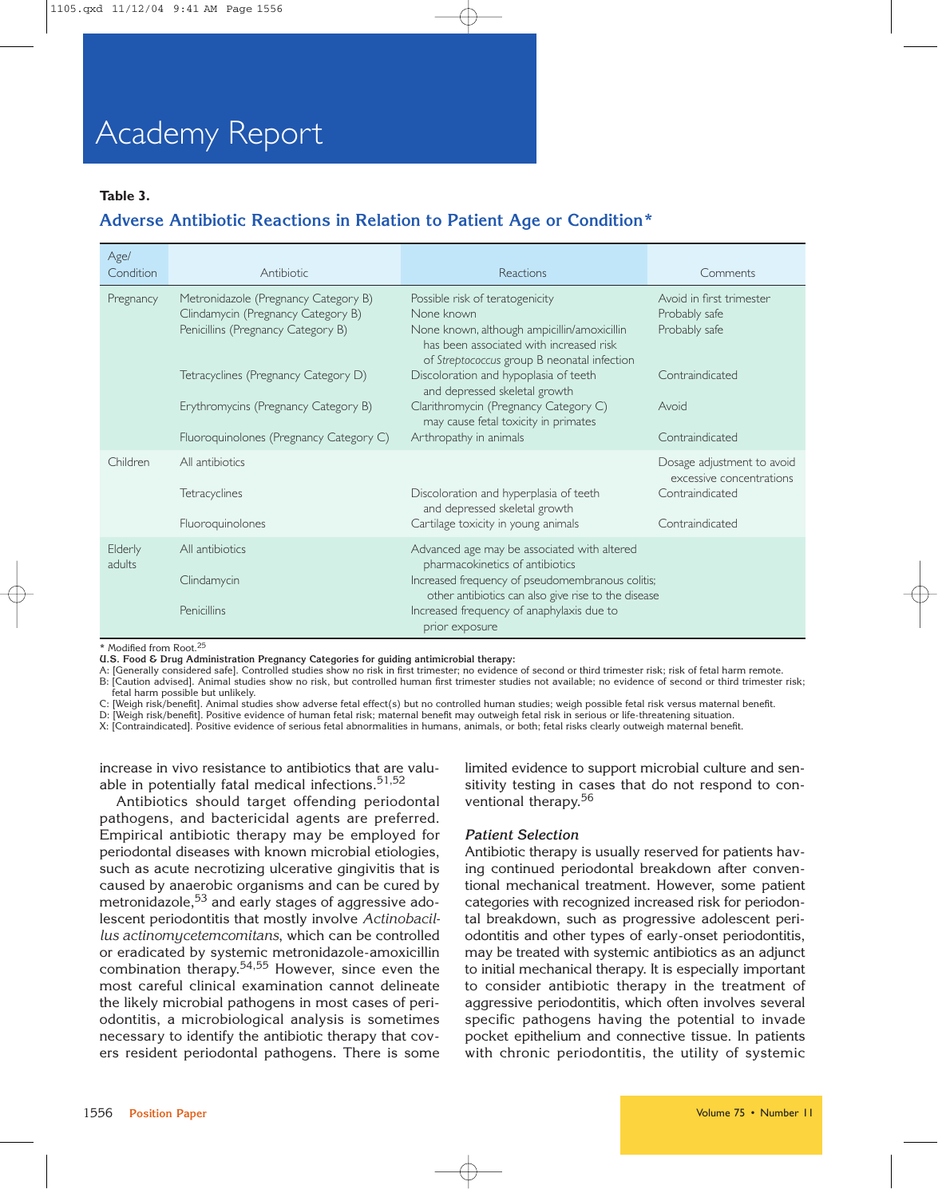**Table 3.**

### Adverse Antibiotic Reactions in Relation to Patient Age or Condition*

| Age/ Condition | Antibiotic | Reactions | Comments |
|---|---|---|---|
| Pregnancy | Metronidazole (Pregnancy Category B) | Possible risk of teratogenicity | Avoid in first trimester |
| | Clindamycin (Pregnancy Category B) | None known | Probably safe |
| | Penicillins (Pregnancy Category B) | None known, although ampicillin/amoxicillin has been associated with increased risk of *Streptococcus* group B neonatal infection | Probably safe |
| | Tetracyclines (Pregnancy Category D) | Discoloration and hypoplasia of teeth and depressed skeletal growth | Contraindicated |
| | Erythromycins (Pregnancy Category B) | Clarithromycin (Pregnancy Category C) may cause fetal toxicity in primates | Avoid |
| | Fluoroquinolones (Pregnancy Category C) | Arthropathy in animals | Contraindicated |
| Children | All antibiotics | | Dosage adjustment to avoid excessive concentrations |
| | Tetracyclines | Discoloration and hyperplasia of teeth and depressed skeletal growth | Contraindicated |
| | Fluoroquinolones | Cartilage toxicity in young animals | Contraindicated |
| Elderly adults | All antibiotics | Advanced age may be associated with altered pharmacokinetics of antibiotics | |
| | Clindamycin | Increased frequency of pseudomembranous colitis; other antibiotics can also give rise to the disease | |
| | Penicillins | Increased frequency of anaphylaxis due to prior exposure | |

\* Modified from Root.[25]

**U.S. Food & Drug Administration Pregnancy Categories for guiding antimicrobial therapy:**

A: [Generally considered safe]. Controlled studies show no risk in first trimester; no evidence of second or third trimester risk; risk of fetal harm remote.

B: [Caution advised]. Animal studies show no risk, but controlled human first trimester studies not available; no evidence of second or third trimester risk; fetal harm possible but unlikely.

C: [Weigh risk/benefit]. Animal studies show adverse fetal effect(s) but no controlled human studies; weigh possible fetal risk versus maternal benefit.

D: [Weigh risk/benefit]. Positive evidence of human fetal risk; maternal benefit may outweigh fetal risk in serious or life-threatening situation.

X: [Contraindicated]. Positive evidence of serious fetal abnormalities in humans, animals, or both; fetal risks clearly outweigh maternal benefit.

increase in vivo resistance to antibiotics that are valuable in potentially fatal medical infections.[51,52]

Antibiotics should target offending periodontal pathogens, and bactericidal agents are preferred. Empirical antibiotic therapy may be employed for periodontal diseases with known microbial etiologies, such as acute necrotizing ulcerative gingivitis that is caused by anaerobic organisms and can be cured by metronidazole,[53] and early stages of aggressive adolescent periodontitis that mostly involve *Actinobacillus actinomycetemcomitans*, which can be controlled or eradicated by systemic metronidazole-amoxicillin combination therapy.[54,55] However, since even the most careful clinical examination cannot delineate the likely microbial pathogens in most cases of periodontitis, a microbiological analysis is sometimes necessary to identify the antibiotic therapy that covers resident periodontal pathogens. There is some limited evidence to support microbial culture and sensitivity testing in cases that do not respond to conventional therapy.[56]

### *Patient Selection*

Antibiotic therapy is usually reserved for patients having continued periodontal breakdown after conventional mechanical treatment. However, some patient categories with recognized increased risk for periodontal breakdown, such as progressive adolescent periodontitis and other types of early-onset periodontitis, may be treated with systemic antibiotics as an adjunct to initial mechanical therapy. It is especially important to consider antibiotic therapy in the treatment of aggressive periodontitis, which often involves several specific pathogens having the potential to invade pocket epithelium and connective tissue. In patients with chronic periodontitis, the utility of systemic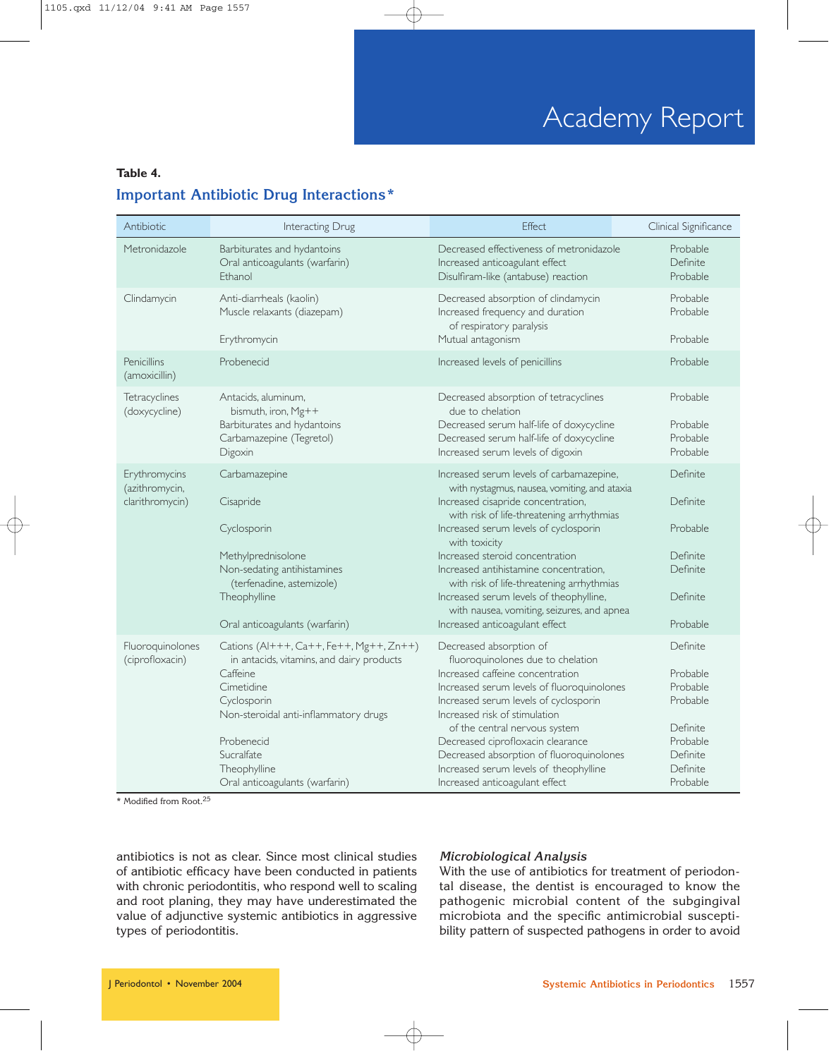**Table 4.**

### Important Antibiotic Drug Interactions*

| Antibiotic | Interacting Drug | Effect | Clinical Significance |
|---|---|---|---|
| Metronidazole | Barbiturates and hydantoins | Decreased effectiveness of metronidazole | Probable |
| | Oral anticoagulants (warfarin) | Increased anticoagulant effect | Definite |
| | Ethanol | Disulfiram-like (antabuse) reaction | Probable |
| Clindamycin | Anti-diarrheals (kaolin) | Decreased absorption of clindamycin | Probable |
| | Muscle relaxants (diazepam) | Increased frequency and duration of respiratory paralysis | Probable |
| | Erythromycin | Mutual antagonism | Probable |
| Penicillins (amoxicillin) | Probenecid | Increased levels of penicillins | Probable |
| Tetracyclines (doxycycline) | Antacids, aluminum, bismuth, iron, Mg++ | Decreased absorption of tetracyclines due to chelation | Probable |
| | Barbiturates and hydantoins | Decreased serum half-life of doxycycline | Probable |
| | Carbamazepine (Tegretol) | Decreased serum half-life of doxycycline | Probable |
| | Digoxin | Increased serum levels of digoxin | Probable |
| Erythromycins (azithromycin, clarithromycin) | Carbamazepine | Increased serum levels of carbamazepine, with nystagmus, nausea, vomiting, and ataxia | Definite |
| | Cisapride | Increased cisapride concentration, with risk of life-threatening arrhythmias | Definite |
| | Cyclosporin | Increased serum levels of cyclosporin with toxicity | Probable |
| | Methylprednisolone | Increased steroid concentration | Definite |
| | Non-sedating antihistamines (terfenadine, astemizole) | Increased antihistamine concentration, with risk of life-threatening arrhythmias | Definite |
| | Theophylline | Increased serum levels of theophylline, with nausea, vomiting, seizures, and apnea | Definite |
| | Oral anticoagulants (warfarin) | Increased anticoagulant effect | Probable |
| Fluoroquinolones (ciprofloxacin) | Cations (Al+++, Ca++, Fe++, Mg++, Zn++) in antacids, vitamins, and dairy products | Decreased absorption of fluoroquinolones due to chelation | Definite |
| | Caffeine | Increased caffeine concentration | Probable |
| | Cimetidine | Increased serum levels of fluoroquinolones | Probable |
| | Cyclosporin | Increased serum levels of cyclosporin | Probable |
| | Non-steroidal anti-inflammatory drugs | Increased risk of stimulation of the central nervous system | Definite |
| | Probenecid | Decreased ciprofloxacin clearance | Probable |
| | Sucralfate | Decreased absorption of fluoroquinolones | Definite |
| | Theophylline | Increased serum levels of theophylline | Definite |
| | Oral anticoagulants (warfarin) | Increased anticoagulant effect | Probable |

\* Modified from Root.[25]

antibiotics is not as clear. Since most clinical studies of antibiotic efficacy have been conducted in patients with chronic periodontitis, who respond well to scaling and root planing, they may have underestimated the value of adjunctive systemic antibiotics in aggressive types of periodontitis.

### *Microbiological Analysis*

With the use of antibiotics for treatment of periodontal disease, the dentist is encouraged to know the pathogenic microbial content of the subgingival microbiota and the specific antimicrobial susceptibility pattern of suspected pathogens in order to avoid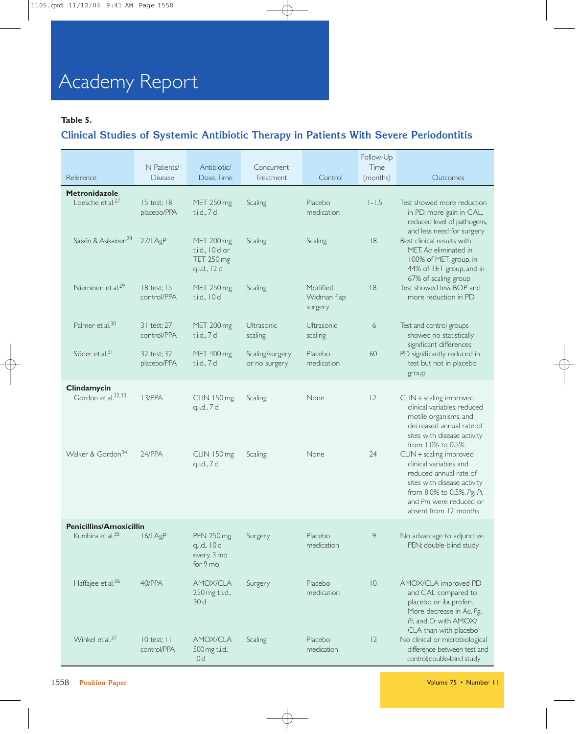## Table 5.

### Clinical Studies of Systemic Antibiotic Therapy in Patients With Severe Periodontitis

| Reference | N Patients/ Disease | Antibiotic/ Dose, Time | Concurrent Treatment | Control | Follow-Up Time (months) | Outcomes |
|---|---|---|---|---|---|---|
| **Metronidazole** | | | | | | |
| Loesche et al.[27] | 15 test; 18 placebo/PPA | MET 250 mg t.i.d., 7 d | Scaling | Placebo medication | 1-1.5 | Test showed more reduction in PD, more gain in CAL, reduced level of pathogens, and less need for surgery |
| Saxén & Asikainen[28] | 27/LAgP | MET 200 mg t.i.d., 10 d or TET 250 mg q.i.d., 12 d | Scaling | Scaling | 18 | Best clinical results with MET. *Aa* eliminated in 100% of MET group, in 44% of TET group, and in 67% of scaling group |
| Nieminen et al.[29] | 18 test; 15 control/PPA | MET 250 mg t.i.d., 10 d | Scaling | Modified Widman flap surgery | 18 | Test showed less BOP and more reduction in PD |
| Palmer et al.[30] | 31 test; 27 control/PPA | MET 200 mg t.i.d., 7 d | Ultrasonic scaling | Ultrasonic scaling | 6 | Test and control groups showed no statistically significant differences |
| Söder et al.[31] | 32 test; 32 placebo/PPA | MET 400 mg t.i.d., 7 d | Scaling/surgery or no surgery | Placebo medication | 60 | PD significantly reduced in test but not in placebo group |
| **Clindamycin** | | | | | | |
| Gordon et al.[32,33] | 13/PPA | CLIN 150 mg q.i.d., 7 d | Scaling | None | 12 | CLIN + scaling improved clinical variables, reduced motile organisms, and decreased annual rate of sites with disease activity from 1.0% to 0.5% |
| Walker & Gordon[34] | 24/PPA | CLIN 150 mg q.i.d., 7 d | Scaling | None | 24 | CLIN + scaling improved clinical variables and reduced annual rate of sites with disease activity from 8.0% to 0.5%. *Pg*, *Pi*, and *Pm* were reduced or absent from 12 months |
| **Penicillins/Amoxicillin** | | | | | | |
| Kunihira et al.[35] | 16/LAgP | PEN 250 mg q.i.d., 10 d every 3 mo for 9 mo | Surgery | Placebo medication | 9 | No advantage to adjunctive PEN; double-blind study |
| Haffajee et al.[36] | 40/PPA | AMOX/CLA 250 mg t.i.d., 30 d | Surgery | Placebo medication | 10 | AMOX/CLA improved PD and CAL compared to placebo or ibuprofen. More decrease in *Aa*, *Pg*, *Pi*, and *Cr* with AMOX/CLA than with placebo |
| Winkel et al.[37] | 10 test; 11 control/PPA | AMOX/CLA 500 mg t.i.d., 10 d | Scaling | Placebo medication | 12 | No clinical or microbiological difference between test and control; double-blind study |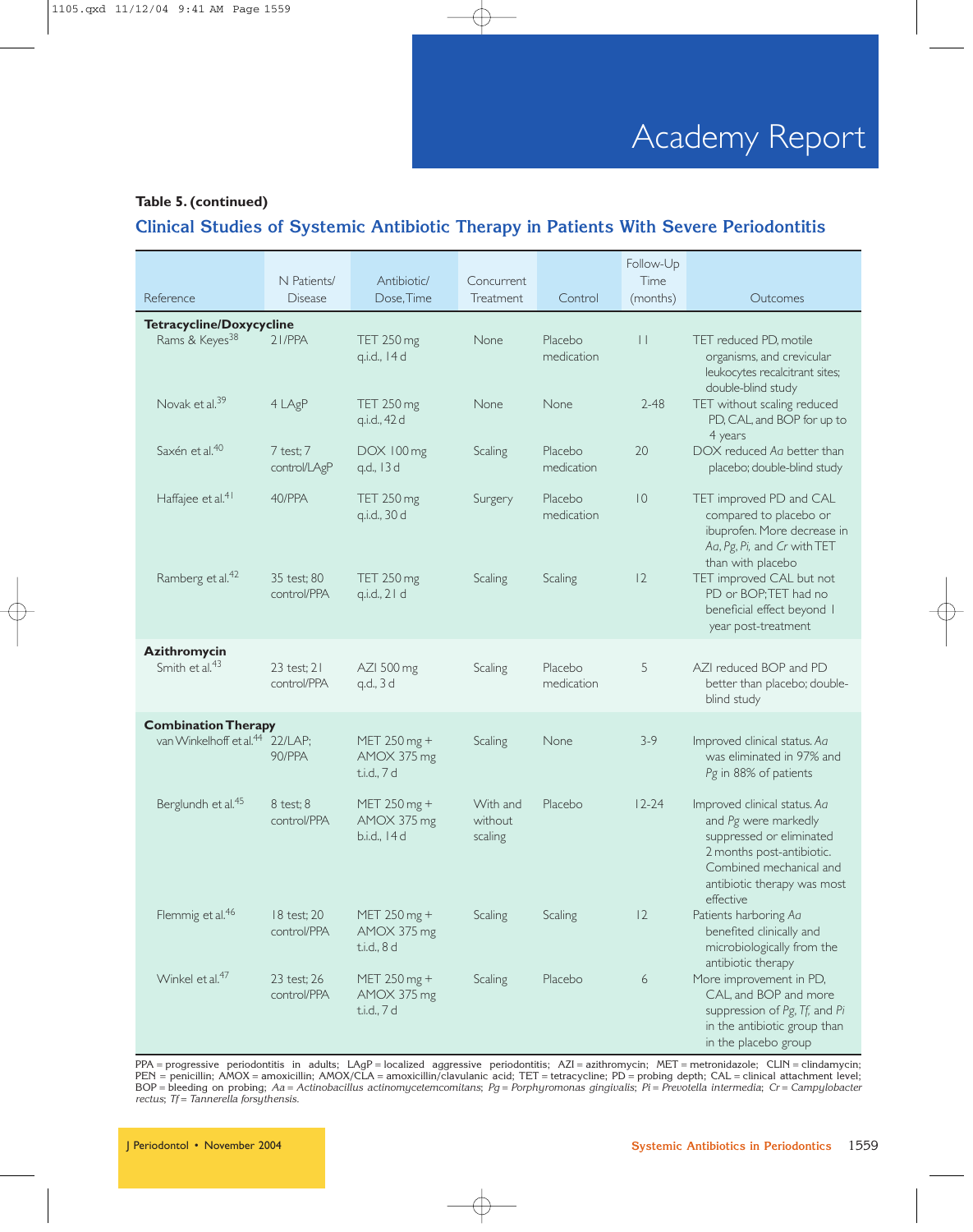**Table 5. (continued)**

## Clinical Studies of Systemic Antibiotic Therapy in Patients With Severe Periodontitis

| Reference | N Patients/ Disease | Antibiotic/ Dose, Time | Concurrent Treatment | Control | Follow-Up Time (months) | Outcomes |
|---|---|---|---|---|---|---|
| **Tetracycline/Doxycycline** | | | | | | |
| Rams & Keyes[38] | 21/PPA | TET 250 mg q.i.d., 14 d | None | Placebo medication | 11 | TET reduced PD, motile organisms, and crevicular leukocytes recalcitrant sites; double-blind study |
| Novak et al.[39] | 4 LAgP | TET 250 mg q.i.d., 42 d | None | None | 2-48 | TET without scaling reduced PD, CAL, and BOP for up to 4 years |
| Saxén et al.[40] | 7 test; 7 control/LAgP | DOX 100 mg q.d., 13 d | Scaling | Placebo medication | 20 | DOX reduced *Aa* better than placebo; double-blind study |
| Haffajee et al.[41] | 40/PPA | TET 250 mg q.i.d., 30 d | Surgery | Placebo medication | 10 | TET improved PD and CAL compared to placebo or ibuprofen. More decrease in *Aa*, *Pg*, *Pi*, and *Cr* with TET than with placebo |
| Ramberg et al.[42] | 35 test; 80 control/PPA | TET 250 mg q.i.d., 21 d | Scaling | Scaling | 12 | TET improved CAL but not PD or BOP; TET had no beneficial effect beyond 1 year post-treatment |
| **Azithromycin** | | | | | | |
| Smith et al.[43] | 23 test; 21 control/PPA | AZI 500 mg q.d., 3 d | Scaling | Placebo medication | 5 | AZI reduced BOP and PD better than placebo; double-blind study |
| **Combination Therapy** | | | | | | |
| van Winkelhoff et al.[44] | 22/LAP; 90/PPA | MET 250 mg + AMOX 375 mg t.i.d., 7 d | Scaling | None | 3-9 | Improved clinical status. *Aa* was eliminated in 97% and *Pg* in 88% of patients |
| Berglundh et al.[45] | 8 test; 8 control/PPA | MET 250 mg + AMOX 375 mg b.i.d., 14 d | With and without scaling | Placebo | 12-24 | Improved clinical status. *Aa* and *Pg* were markedly suppressed or eliminated 2 months post-antibiotic. Combined mechanical and antibiotic therapy was most effective |
| Flemmig et al.[46] | 18 test; 20 control/PPA | MET 250 mg + AMOX 375 mg t.i.d., 8 d | Scaling | Scaling | 12 | Patients harboring *Aa* benefited clinically and microbiologically from the antibiotic therapy |
| Winkel et al.[47] | 23 test; 26 control/PPA | MET 250 mg + AMOX 375 mg t.i.d., 7 d | Scaling | Placebo | 6 | More improvement in PD, CAL, and BOP and more suppression of *Pg*, *Tf*, and *Pi* in the antibiotic group than in the placebo group |

PPA = progressive periodontitis in adults; LAgP = localized aggressive periodontitis; AZI = azithromycin; MET = metronidazole; CLIN = clindamycin; PEN = penicillin; AMOX = amoxicillin; AMOX/CLA = amoxicillin/clavulanic acid; TET = tetracycline; PD = probing depth; CAL = clinical attachment level; BOP = bleeding on probing; *Aa* = *Actinobacillus actinomycetemcomitans*; *Pg* = *Porphyromonas gingivalis*; *Pi* = *Prevotella intermedia*; *Cr* = *Campylobacter rectus*; *Tf* = *Tannerella forsythensis*.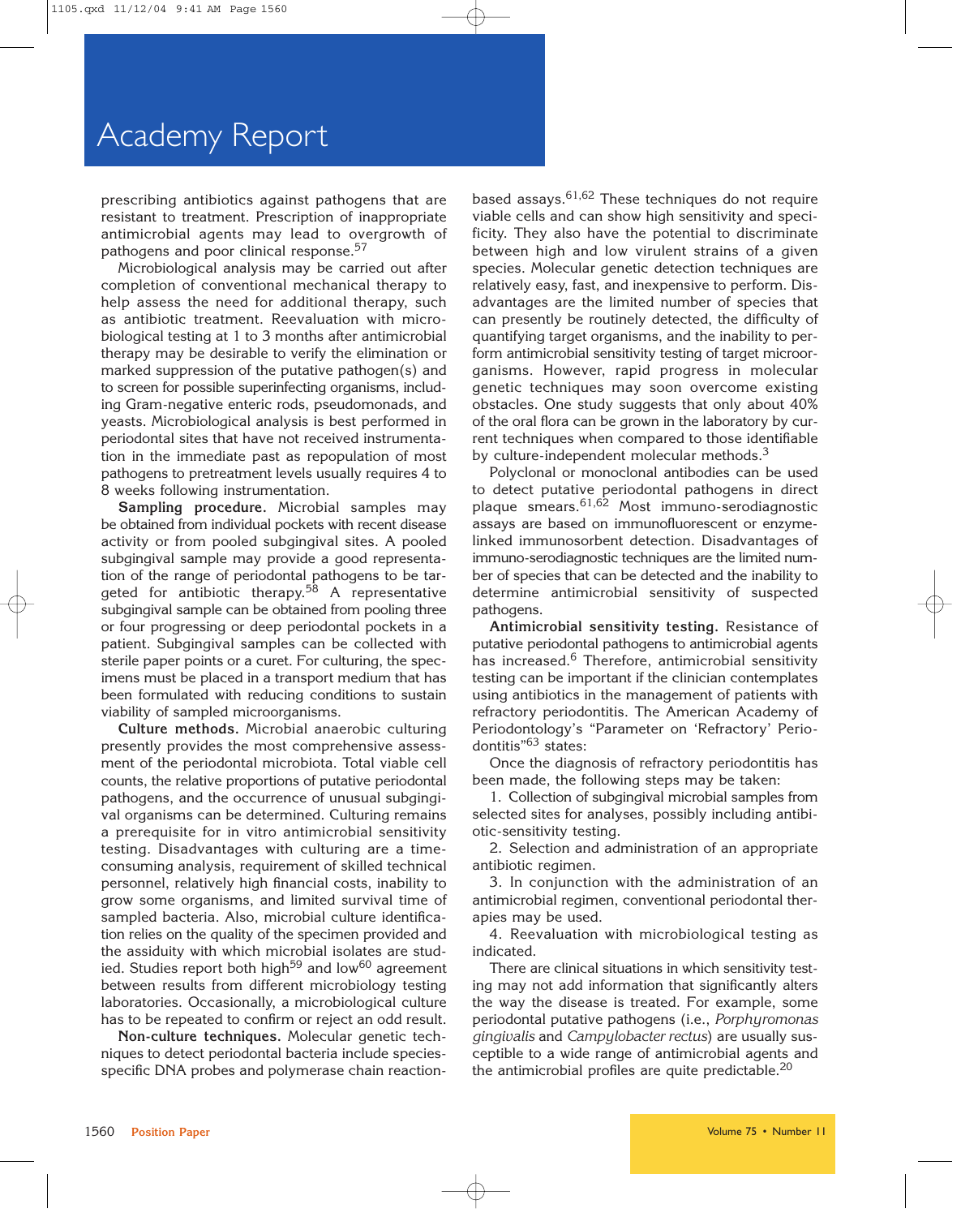prescribing antibiotics against pathogens that are resistant to treatment. Prescription of inappropriate antimicrobial agents may lead to overgrowth of pathogens and poor clinical response.[57]

Microbiological analysis may be carried out after completion of conventional mechanical therapy to help assess the need for additional therapy, such as antibiotic treatment. Reevaluation with microbiological testing at 1 to 3 months after antimicrobial therapy may be desirable to verify the elimination or marked suppression of the putative pathogen(s) and to screen for possible superinfecting organisms, including Gram-negative enteric rods, pseudomonads, and yeasts. Microbiological analysis is best performed in periodontal sites that have not received instrumentation in the immediate past as repopulation of most pathogens to pretreatment levels usually requires 4 to 8 weeks following instrumentation.

**Sampling procedure.** Microbial samples may be obtained from individual pockets with recent disease activity or from pooled subgingival sites. A pooled subgingival sample may provide a good representation of the range of periodontal pathogens to be targeted for antibiotic therapy.[58] A representative subgingival sample can be obtained from pooling three or four progressing or deep periodontal pockets in a patient. Subgingival samples can be collected with sterile paper points or a curet. For culturing, the specimens must be placed in a transport medium that has been formulated with reducing conditions to sustain viability of sampled microorganisms.

**Culture methods.** Microbial anaerobic culturing presently provides the most comprehensive assessment of the periodontal microbiota. Total viable cell counts, the relative proportions of putative periodontal pathogens, and the occurrence of unusual subgingival organisms can be determined. Culturing remains a prerequisite for in vitro antimicrobial sensitivity testing. Disadvantages with culturing are a time-consuming analysis, requirement of skilled technical personnel, relatively high financial costs, inability to grow some organisms, and limited survival time of sampled bacteria. Also, microbial culture identification relies on the quality of the specimen provided and the assiduity with which microbial isolates are studied. Studies report both high[59] and low[60] agreement between results from different microbiology testing laboratories. Occasionally, a microbiological culture has to be repeated to confirm or reject an odd result.

**Non-culture techniques.** Molecular genetic techniques to detect periodontal bacteria include species-specific DNA probes and polymerase chain reaction-based assays.[61,62] These techniques do not require viable cells and can show high sensitivity and specificity. They also have the potential to discriminate between high and low virulent strains of a given species. Molecular genetic detection techniques are relatively easy, fast, and inexpensive to perform. Disadvantages are the limited number of species that can presently be routinely detected, the difficulty of quantifying target organisms, and the inability to perform antimicrobial sensitivity testing of target microorganisms. However, rapid progress in molecular genetic techniques may soon overcome existing obstacles. One study suggests that only about 40% of the oral flora can be grown in the laboratory by current techniques when compared to those identifiable by culture-independent molecular methods.[3]

Polyclonal or monoclonal antibodies can be used to detect putative periodontal pathogens in direct plaque smears.[61,62] Most immuno-serodiagnostic assays are based on immunofluorescent or enzyme-linked immunosorbent detection. Disadvantages of immuno-serodiagnostic techniques are the limited number of species that can be detected and the inability to determine antimicrobial sensitivity of suspected pathogens.

**Antimicrobial sensitivity testing.** Resistance of putative periodontal pathogens to antimicrobial agents has increased.[6] Therefore, antimicrobial sensitivity testing can be important if the clinician contemplates using antibiotics in the management of patients with refractory periodontitis. The American Academy of Periodontology's "Parameter on 'Refractory' Periodontitis"[63] states:

Once the diagnosis of refractory periodontitis has been made, the following steps may be taken:

1. Collection of subgingival microbial samples from selected sites for analyses, possibly including antibiotic-sensitivity testing.
2. Selection and administration of an appropriate antibiotic regimen.
3. In conjunction with the administration of an antimicrobial regimen, conventional periodontal therapies may be used.
4. Reevaluation with microbiological testing as indicated.

There are clinical situations in which sensitivity testing may not add information that significantly alters the way the disease is treated. For example, some periodontal putative pathogens (i.e., *Porphyromonas gingivalis* and *Campylobacter rectus*) are usually susceptible to a wide range of antimicrobial agents and the antimicrobial profiles are quite predictable.[20]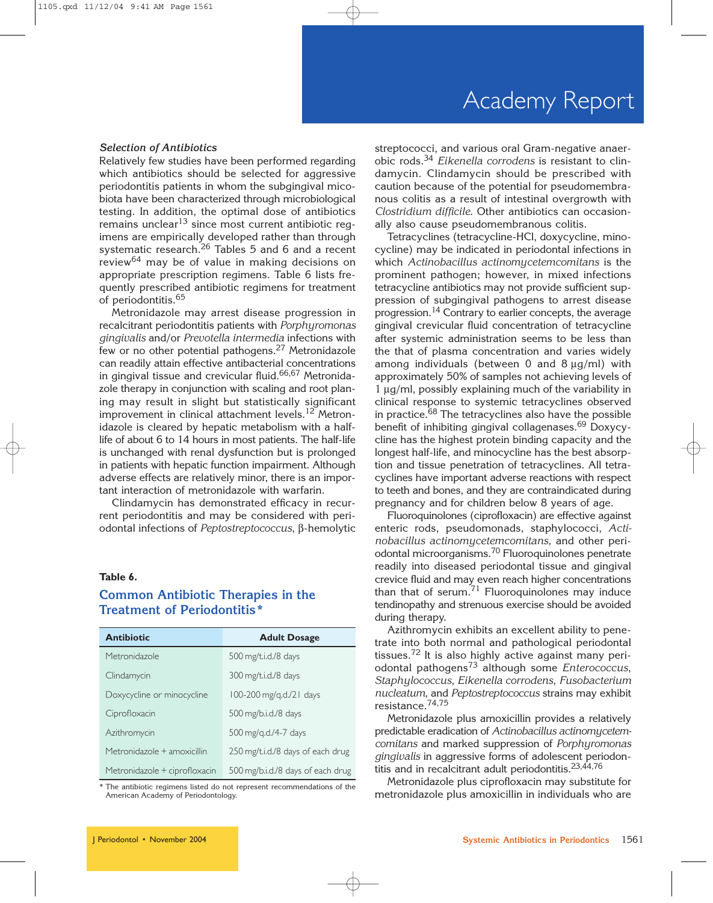### *Selection of Antibiotics*

Relatively few studies have been performed regarding which antibiotics should be selected for aggressive periodontitis patients in whom the subgingival micobiota have been characterized through microbiological testing. In addition, the optimal dose of antibiotics remains unclear[13] since most current antibiotic regimens are empirically developed rather than through systematic research.[26] Tables 5 and 6 and a recent review[64] may be of value in making decisions on appropriate prescription regimens. Table 6 lists frequently prescribed antibiotic regimens for treatment of periodontitis.[65]

Metronidazole may arrest disease progression in recalcitrant periodontitis patients with *Porphyromonas gingivalis* and/or *Prevotella intermedia* infections with few or no other potential pathogens.[27] Metronidazole can readily attain effective antibacterial concentrations in gingival tissue and crevicular fluid.[66,67] Metronidazole therapy in conjunction with scaling and root planing may result in slight but statistically significant improvement in clinical attachment levels.[12] Metronidazole is cleared by hepatic metabolism with a half-life of about 6 to 14 hours in most patients. The half-life is unchanged with renal dysfunction but is prolonged in patients with hepatic function impairment. Although adverse effects are relatively minor, there is an important interaction of metronidazole with warfarin.

Clindamycin has demonstrated efficacy in recurrent periodontitis and may be considered with periodontal infections of *Peptostreptococcus*, β-hemolytic streptococci, and various oral Gram-negative anaerobic rods.[34] *Eikenella corrodens* is resistant to clindamycin. Clindamycin should be prescribed with caution because of the potential for pseudomembranous colitis as a result of intestinal overgrowth with *Clostridium difficile*. Other antibiotics can occasionally also cause pseudomembranous colitis.

Tetracyclines (tetracycline-HCl, doxycycline, minocycline) may be indicated in periodontal infections in which *Actinobacillus actinomycetemcomitans* is the prominent pathogen; however, in mixed infections tetracycline antibiotics may not provide sufficient suppression of subgingival pathogens to arrest disease progression.[14] Contrary to earlier concepts, the average gingival crevicular fluid concentration of tetracycline after systemic administration seems to be less than the that of plasma concentration and varies widely among individuals (between 0 and 8 µg/ml) with approximately 50% of samples not achieving levels of 1 µg/ml, possibly explaining much of the variability in clinical response to systemic tetracyclines observed in practice.[68] The tetracyclines also have the possible benefit of inhibiting gingival collagenases.[69] Doxycycline has the highest protein binding capacity and the longest half-life, and minocycline has the best absorption and tissue penetration of tetracyclines. All tetracyclines have important adverse reactions with respect to teeth and bones, and they are contraindicated during pregnancy and for children below 8 years of age.

Fluoroquinolones (ciprofloxacin) are effective against enteric rods, pseudomonads, staphylococci, *Actinobacillus actinomycetemcomitans,* and other periodontal microorganisms.[70] Fluoroquinolones penetrate readily into diseased periodontal tissue and gingival crevice fluid and may even reach higher concentrations than that of serum.[71] Fluoroquinolones may induce tendinopathy and strenuous exercise should be avoided during therapy.

Azithromycin exhibits an excellent ability to penetrate into both normal and pathological periodontal tissues.[72] It is also highly active against many periodontal pathogens[73] although some *Enterococcus*, *Staphylococcus*, *Eikenella corrodens*, *Fusobacterium nucleatum,* and *Peptostreptococcus* strains may exhibit resistance.[74,75]

Metronidazole plus amoxicillin provides a relatively predictable eradication of *Actinobacillus actinomycetemcomitans* and marked suppression of *Porphyromonas gingivalis* in aggressive forms of adolescent periodontitis and in recalcitrant adult periodontitis.[23,44,76]

Metronidazole plus ciprofloxacin may substitute for metronidazole plus amoxicillin in individuals who are

**Table 6.**

**Common Antibiotic Therapies in the Treatment of Periodontitis***

| Antibiotic | Adult Dosage |
|---|---|
| Metronidazole | 500 mg/t.i.d./8 days |
| Clindamycin | 300 mg/t.i.d./8 days |
| Doxycycline or minocycline | 100-200 mg/q.d./21 days |
| Ciprofloxacin | 500 mg/b.i.d./8 days |
| Azithromycin | 500 mg/q.d./4-7 days |
| Metronidazole + amoxicillin | 250 mg/t.i.d./8 days of each drug |
| Metronidazole + ciprofloxacin | 500 mg/b.i.d./8 days of each drug |

* The antibiotic regimens listed do not represent recommendations of the American Academy of Periodontology.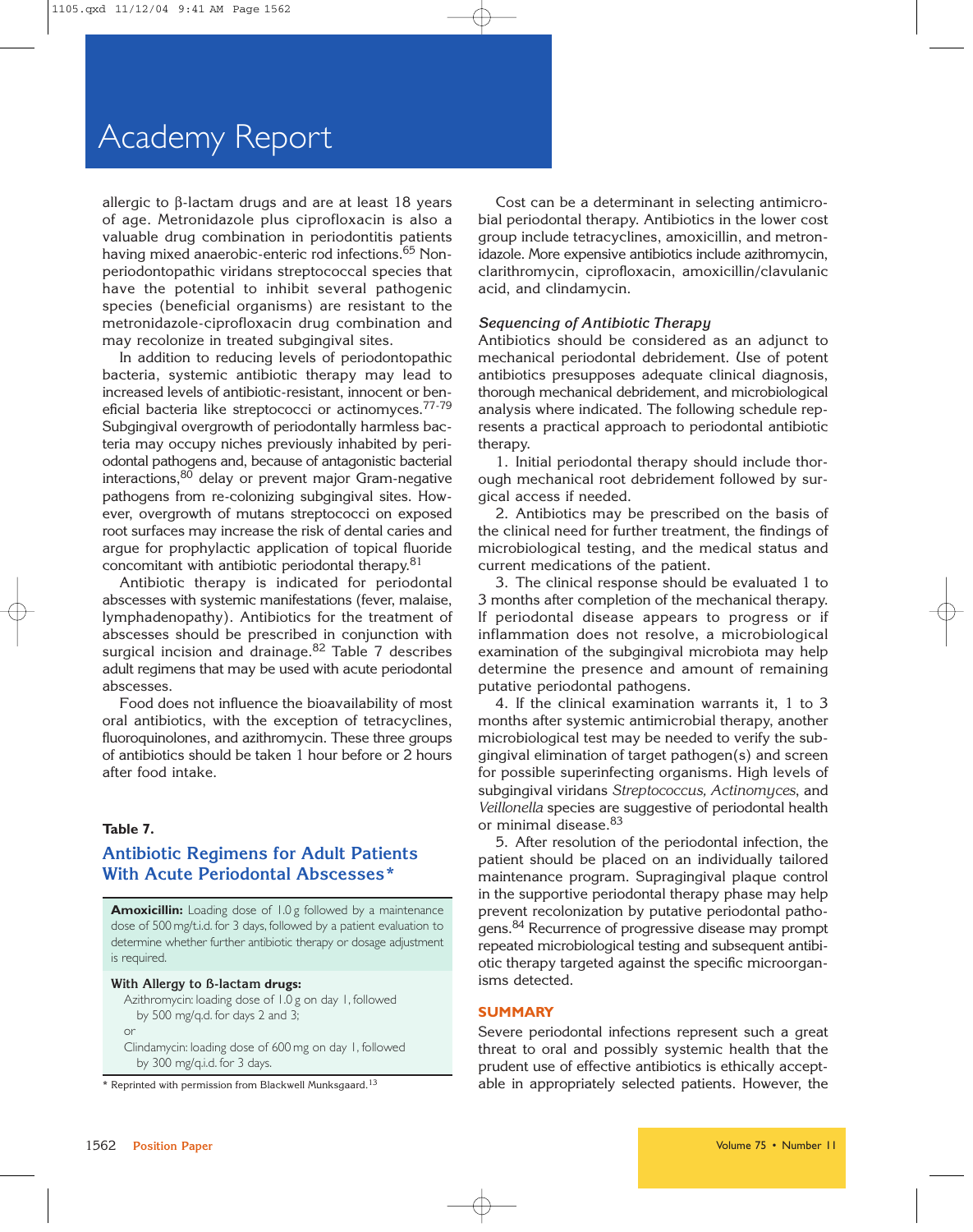allergic to β-lactam drugs and are at least 18 years of age. Metronidazole plus ciprofloxacin is also a valuable drug combination in periodontitis patients having mixed anaerobic-enteric rod infections.[65] Non-periodontopathic viridans streptococcal species that have the potential to inhibit several pathogenic species (beneficial organisms) are resistant to the metronidazole-ciprofloxacin drug combination and may recolonize in treated subgingival sites.

In addition to reducing levels of periodontopathic bacteria, systemic antibiotic therapy may lead to increased levels of antibiotic-resistant, innocent or beneficial bacteria like streptococci or actinomyces.[77-79] Subgingival overgrowth of periodontally harmless bacteria may occupy niches previously inhabited by periodontal pathogens and, because of antagonistic bacterial interactions,[80] delay or prevent major Gram-negative pathogens from re-colonizing subgingival sites. However, overgrowth of mutans streptococci on exposed root surfaces may increase the risk of dental caries and argue for prophylactic application of topical fluoride concomitant with antibiotic periodontal therapy.[81]

Antibiotic therapy is indicated for periodontal abscesses with systemic manifestations (fever, malaise, lymphadenopathy). Antibiotics for the treatment of abscesses should be prescribed in conjunction with surgical incision and drainage.[82] Table 7 describes adult regimens that may be used with acute periodontal abscesses.

Food does not influence the bioavailability of most oral antibiotics, with the exception of tetracyclines, fluoroquinolones, and azithromycin. These three groups of antibiotics should be taken 1 hour before or 2 hours after food intake.

**Table 7.**

**Antibiotic Regimens for Adult Patients With Acute Periodontal Abscesses***

| |
|---|
| **Amoxicillin:** Loading dose of 1.0 g followed by a maintenance dose of 500 mg/t.i.d. for 3 days, followed by a patient evaluation to determine whether further antibiotic therapy or dosage adjustment is required. |
| **With Allergy to ß-lactam drugs:**<br>Azithromycin: loading dose of 1.0 g on day 1, followed by 500 mg/q.d. for days 2 and 3;<br>or<br>Clindamycin: loading dose of 600 mg on day 1, followed by 300 mg/q.i.d. for 3 days. |

\* Reprinted with permission from Blackwell Munksgaard.[13]

Cost can be a determinant in selecting antimicrobial periodontal therapy. Antibiotics in the lower cost group include tetracyclines, amoxicillin, and metronidazole. More expensive antibiotics include azithromycin, clarithromycin, ciprofloxacin, amoxicillin/clavulanic acid, and clindamycin.

### *Sequencing of Antibiotic Therapy*

Antibiotics should be considered as an adjunct to mechanical periodontal debridement. Use of potent antibiotics presupposes adequate clinical diagnosis, thorough mechanical debridement, and microbiological analysis where indicated. The following schedule represents a practical approach to periodontal antibiotic therapy.

1. Initial periodontal therapy should include thorough mechanical root debridement followed by surgical access if needed.
2. Antibiotics may be prescribed on the basis of the clinical need for further treatment, the findings of microbiological testing, and the medical status and current medications of the patient.
3. The clinical response should be evaluated 1 to 3 months after completion of the mechanical therapy. If periodontal disease appears to progress or if inflammation does not resolve, a microbiological examination of the subgingival microbiota may help determine the presence and amount of remaining putative periodontal pathogens.
4. If the clinical examination warrants it, 1 to 3 months after systemic antimicrobial therapy, another microbiological test may be needed to verify the subgingival elimination of target pathogen(s) and screen for possible superinfecting organisms. High levels of subgingival viridans *Streptococcus, Actinomyces*, and *Veillonella* species are suggestive of periodontal health or minimal disease.[83]
5. After resolution of the periodontal infection, the patient should be placed on an individually tailored maintenance program. Supragingival plaque control in the supportive periodontal therapy phase may help prevent recolonization by putative periodontal pathogens.[84] Recurrence of progressive disease may prompt repeated microbiological testing and subsequent antibiotic therapy targeted against the specific microorganisms detected.

## SUMMARY

Severe periodontal infections represent such a great threat to oral and possibly systemic health that the prudent use of effective antibiotics is ethically acceptable in appropriately selected patients. However, the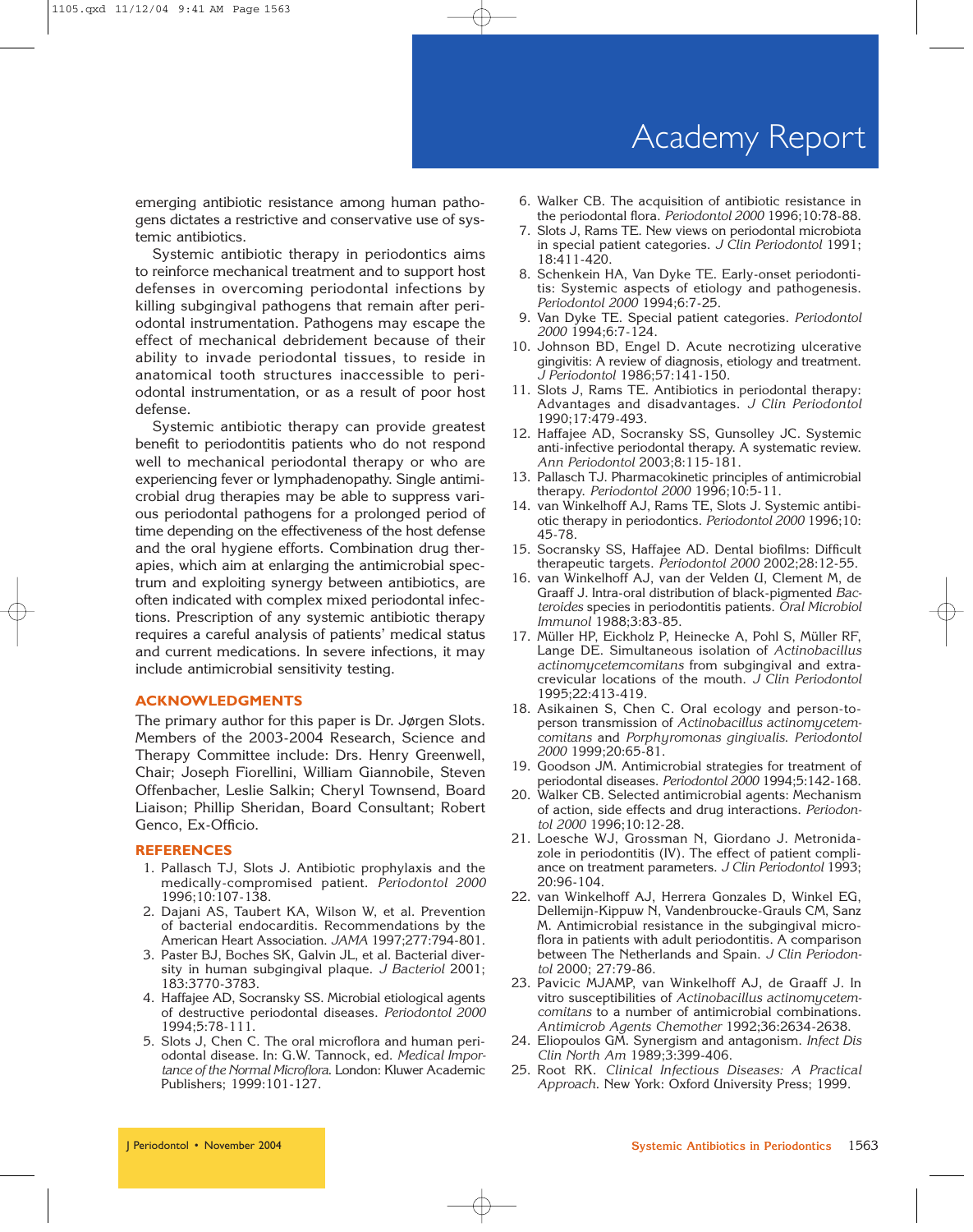emerging antibiotic resistance among human pathogens dictates a restrictive and conservative use of systemic antibiotics.

Systemic antibiotic therapy in periodontics aims to reinforce mechanical treatment and to support host defenses in overcoming periodontal infections by killing subgingival pathogens that remain after periodontal instrumentation. Pathogens may escape the effect of mechanical debridement because of their ability to invade periodontal tissues, to reside in anatomical tooth structures inaccessible to periodontal instrumentation, or as a result of poor host defense.

Systemic antibiotic therapy can provide greatest benefit to periodontitis patients who do not respond well to mechanical periodontal therapy or who are experiencing fever or lymphadenopathy. Single antimicrobial drug therapies may be able to suppress various periodontal pathogens for a prolonged period of time depending on the effectiveness of the host defense and the oral hygiene efforts. Combination drug therapies, which aim at enlarging the antimicrobial spectrum and exploiting synergy between antibiotics, are often indicated with complex mixed periodontal infections. Prescription of any systemic antibiotic therapy requires a careful analysis of patients' medical status and current medications. In severe infections, it may include antimicrobial sensitivity testing.

## ACKNOWLEDGMENTS

The primary author for this paper is Dr. Jørgen Slots. Members of the 2003-2004 Research, Science and Therapy Committee include: Drs. Henry Greenwell, Chair; Joseph Fiorellini, William Giannobile, Steven Offenbacher, Leslie Salkin; Cheryl Townsend, Board Liaison; Phillip Sheridan, Board Consultant; Robert Genco, Ex-Officio.

## REFERENCES

1. Pallasch TJ, Slots J. Antibiotic prophylaxis and the medically-compromised patient. *Periodontol 2000* 1996;10:107-138.
2. Dajani AS, Taubert KA, Wilson W, et al. Prevention of bacterial endocarditis. Recommendations by the American Heart Association. *JAMA* 1997;277:794-801.
3. Paster BJ, Boches SK, Galvin JL, et al. Bacterial diversity in human subgingival plaque. *J Bacteriol* 2001; 183:3770-3783.
4. Haffajee AD, Socransky SS. Microbial etiological agents of destructive periodontal diseases. *Periodontol 2000* 1994;5:78-111.
5. Slots J, Chen C. The oral microflora and human periodontal disease. In: G.W. Tannock, ed. *Medical Importance of the Normal Microflora*. London: Kluwer Academic Publishers; 1999:101-127.
6. Walker CB. The acquisition of antibiotic resistance in the periodontal flora. *Periodontol 2000* 1996;10:78-88.
7. Slots J, Rams TE. New views on periodontal microbiota in special patient categories. *J Clin Periodontol* 1991; 18:411-420.
8. Schenkein HA, Van Dyke TE. Early-onset periodontitis: Systemic aspects of etiology and pathogenesis. *Periodontol 2000* 1994;6:7-25.
9. Van Dyke TE. Special patient categories. *Periodontol 2000* 1994;6:7-124.
10. Johnson BD, Engel D. Acute necrotizing ulcerative gingivitis: A review of diagnosis, etiology and treatment. *J Periodontol* 1986;57:141-150.
11. Slots J, Rams TE. Antibiotics in periodontal therapy: Advantages and disadvantages. *J Clin Periodontol* 1990;17:479-493.
12. Haffajee AD, Socransky SS, Gunsolley JC. Systemic anti-infective periodontal therapy. A systematic review. *Ann Periodontol* 2003;8:115-181.
13. Pallasch TJ. Pharmacokinetic principles of antimicrobial therapy. *Periodontol 2000* 1996;10:5-11.
14. van Winkelhoff AJ, Rams TE, Slots J. Systemic antibiotic therapy in periodontics. *Periodontol 2000* 1996;10: 45-78.
15. Socransky SS, Haffajee AD. Dental biofilms: Difficult therapeutic targets. *Periodontol 2000* 2002;28:12-55.
16. van Winkelhoff AJ, van der Velden U, Clement M, de Graaff J. Intra-oral distribution of black-pigmented *Bacteroides* species in periodontitis patients. *Oral Microbiol Immunol* 1988;3:83-85.
17. Müller HP, Eickholz P, Heinecke A, Pohl S, Müller RF, Lange DE. Simultaneous isolation of *Actinobacillus actinomycetemcomitans* from subgingival and extracrevicular locations of the mouth. *J Clin Periodontol* 1995;22:413-419.
18. Asikainen S, Chen C. Oral ecology and person-to-person transmission of *Actinobacillus actinomycetemcomitans* and *Porphyromonas gingivalis*. *Periodontol 2000* 1999;20:65-81.
19. Goodson JM. Antimicrobial strategies for treatment of periodontal diseases. *Periodontol 2000* 1994;5:142-168.
20. Walker CB. Selected antimicrobial agents: Mechanism of action, side effects and drug interactions. *Periodontol 2000* 1996;10:12-28.
21. Loesche WJ, Grossman N, Giordano J. Metronidazole in periodontitis (IV). The effect of patient compliance on treatment parameters. *J Clin Periodontol* 1993; 20:96-104.
22. van Winkelhoff AJ, Herrera Gonzales D, Winkel EG, Dellemijn-Kippuw N, Vandenbroucke-Grauls CM, Sanz M. Antimicrobial resistance in the subgingival microflora in patients with adult periodontitis. A comparison between The Netherlands and Spain. *J Clin Periodontol* 2000; 27:79-86.
23. Pavicic MJAMP, van Winkelhoff AJ, de Graaff J. In vitro susceptibilities of *Actinobacillus actinomycetemcomitans* to a number of antimicrobial combinations. *Antimicrob Agents Chemother* 1992;36:2634-2638.
24. Eliopoulos GM. Synergism and antagonism. *Infect Dis Clin North Am* 1989;3:399-406.
25. Root RK. *Clinical Infectious Diseases: A Practical Approach*. New York: Oxford University Press; 1999.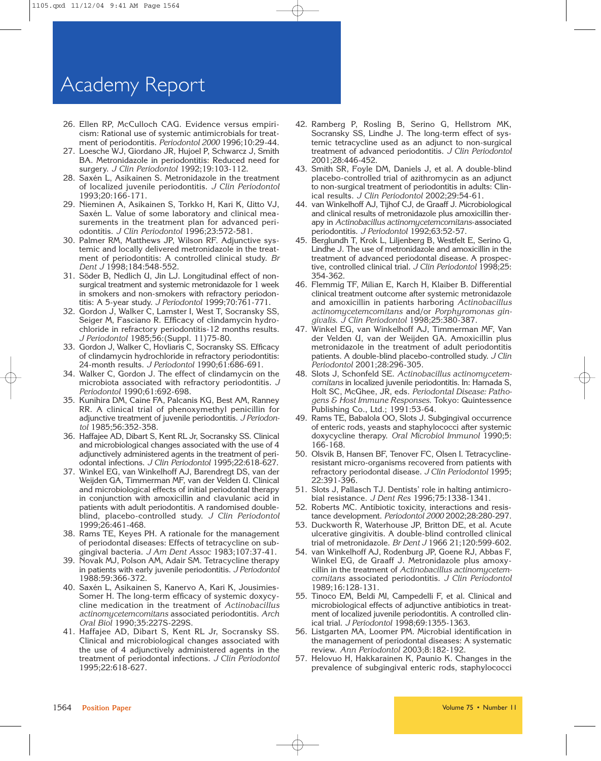26. Ellen RP, McCulloch CAG. Evidence versus empiricism: Rational use of systemic antimicrobials for treatment of periodontitis. *Periodontol 2000* 1996;10:29-44.
27. Loesche WJ, Giordano JR, Hujoel P, Schwarcz J, Smith BA. Metronidazole in periodontitis: Reduced need for surgery. *J Clin Periodontol* 1992;19:103-112.
28. Saxén L, Asikainen S. Metronidazole in the treatment of localized juvenile periodontitis. *J Clin Periodontol* 1993;20:166-171.
29. Nieminen A, Asikainen S, Torkko H, Kari K, Uitto VJ, Saxén L. Value of some laboratory and clinical measurements in the treatment plan for advanced periodontitis. *J Clin Periodontol* 1996;23:572-581.
30. Palmer RM, Matthews JP, Wilson RF. Adjunctive systemic and locally delivered metronidazole in the treatment of periodontitis: A controlled clinical study. *Br Dent J* 1998;184:548-552.
31. Söder B, Nedlich U, Jin LJ. Longitudinal effect of non-surgical treatment and systemic metronidazole for 1 week in smokers and non-smokers with refractory periodontitis: A 5-year study. *J Periodontol* 1999;70:761-771.
32. Gordon J, Walker C, Lamster I, West T, Socransky SS, Seiger M, Fasciano R. Efficacy of clindamycin hydrochloride in refractory periodontitis-12 months results. *J Periodontol* 1985;56:(Suppl. 11)75-80.
33. Gordon J, Walker C, Hovliaris C, Socransky SS. Efficacy of clindamycin hydrochloride in refractory periodontitis: 24-month results. *J Periodontol* 1990;61:686-691.
34. Walker C, Gordon J. The effect of clindamycin on the microbiota associated with refractory periodontitis. *J Periodontol* 1990;61:692-698.
35. Kunihira DM, Caine FA, Palcanis KG, Best AM, Ranney RR. A clinical trial of phenoxymethyl penicillin for adjunctive treatment of juvenile periodontitis. *J Periodontol* 1985;56:352-358.
36. Haffajee AD, Dibart S, Kent RL Jr, Socransky SS. Clinical and microbiological changes associated with the use of 4 adjunctively administered agents in the treatment of periodontal infections. *J Clin Periodontol* 1995;22:618-627.
37. Winkel EG, van Winkelhoff AJ, Barendregt DS, van der Weijden GA, Timmerman MF, van der Velden U. Clinical and microbiological effects of initial periodontal therapy in conjunction with amoxicillin and clavulanic acid in patients with adult periodontitis. A randomised double-blind, placebo-controlled study. *J Clin Periodontol* 1999;26:461-468.
38. Rams TE, Keyes PH. A rationale for the management of periodontal diseases: Effects of tetracycline on subgingival bacteria. *J Am Dent Assoc* 1983;107:37-41.
39. Novak MJ, Polson AM, Adair SM. Tetracycline therapy in patients with early juvenile periodontitis. *J Periodontol* 1988:59:366-372.
40. Saxén L, Asikainen S, Kanervo A, Kari K, Jousimies-Somer H. The long-term efficacy of systemic doxycycline medication in the treatment of *Actinobacillus actinomycetemcomitans* associated periodontitis. *Arch Oral Biol* 1990;35:227S-229S.
41. Haffajee AD, Dibart S, Kent RL Jr, Socransky SS. Clinical and microbiological changes associated with the use of 4 adjunctively administered agents in the treatment of periodontal infections. *J Clin Periodontol* 1995;22:618-627.
42. Ramberg P, Rosling B, Serino G, Hellstrom MK, Socransky SS, Lindhe J. The long-term effect of systemic tetracycline used as an adjunct to non-surgical treatment of advanced periodontitis. *J Clin Periodontol* 2001;28:446-452.
43. Smith SR, Foyle DM, Daniels J, et al. A double-blind placebo-controlled trial of azithromycin as an adjunct to non-surgical treatment of periodontitis in adults: Clinical results. *J Clin Periodontol* 2002;29:54-61.
44. van Winkelhoff AJ, Tijhof CJ, de Graaff J. Microbiological and clinical results of metronidazole plus amoxicillin therapy in *Actinobacillus actinomycetemcomitans*-associated periodontitis. *J Periodontol* 1992;63:52-57.
45. Berglundh T, Krok L, Liljenberg B, Westfelt E, Serino G, Lindhe J. The use of metronidazole and amoxicillin in the treatment of advanced periodontal disease. A prospective, controlled clinical trial. *J Clin Periodontol* 1998;25:354-362.
46. Flemmig TF, Milian E, Karch H, Klaiber B. Differential clinical treatment outcome after systemic metronidazole and amoxicillin in patients harboring *Actinobacillus actinomycetemcomitans* and/or *Porphyromonas gingivalis*. *J Clin Periodontol* 1998;25:380-387.
47. Winkel EG, van Winkelhoff AJ, Timmerman MF, Van der Velden U, van der Weijden GA. Amoxicillin plus metronidazole in the treatment of adult periodontitis patients. A double-blind placebo-controlled study. *J Clin Periodontol* 2001;28:296-305.
48. Slots J, Schonfeld SE. *Actinobacillus actinomycetemcomitans* in localized juvenile periodontitis. In: Hamada S, Holt SC, McGhee, JR, eds. *Periodontal Disease: Pathogens & Host Immune Responses*. Tokyo: Quintessence Publishing Co., Ltd.; 1991:53-64.
49. Rams TE, Babalola OO, Slots J. Subgingival occurrence of enteric rods, yeasts and staphylococci after systemic doxycycline therapy. *Oral Microbiol Immunol* 1990;5:166-168.
50. Olsvik B, Hansen BF, Tenover FC, Olsen I. Tetracycline-resistant micro-organisms recovered from patients with refractory periodontal disease. *J Clin Periodontol* 1995;22:391-396.
51. Slots J, Pallasch TJ. Dentists' role in halting antimicrobial resistance. *J Dent Res* 1996;75:1338-1341.
52. Roberts MC. Antibiotic toxicity, interactions and resistance development. *Periodontol 2000* 2002;28:280-297.
53. Duckworth R, Waterhouse JP, Britton DE, et al. Acute ulcerative gingivitis. A double-blind controlled clinical trial of metronidazole. *Br Dent J* 1966 21;120:599-602.
54. van Winkelhoff AJ, Rodenburg JP, Goene RJ, Abbas F, Winkel EG, de Graaff J. Metronidazole plus amoxycillin in the treatment of *Actinobacillus actinomycetemcomitans* associated periodontitis. *J Clin Periodontol* 1989;16:128-131.
55. Tinoco EM, Beldi MI, Campedelli F, et al. Clinical and microbiological effects of adjunctive antibiotics in treatment of localized juvenile periodontitis. A controlled clinical trial. *J Periodontol* 1998;69:1355-1363.
56. Listgarten MA, Loomer PM. Microbial identification in the management of periodontal diseases: A systematic review. *Ann Periodontol* 2003;8:182-192.
57. Helovuo H, Hakkarainen K, Paunio K. Changes in the prevalence of subgingival enteric rods, staphylococci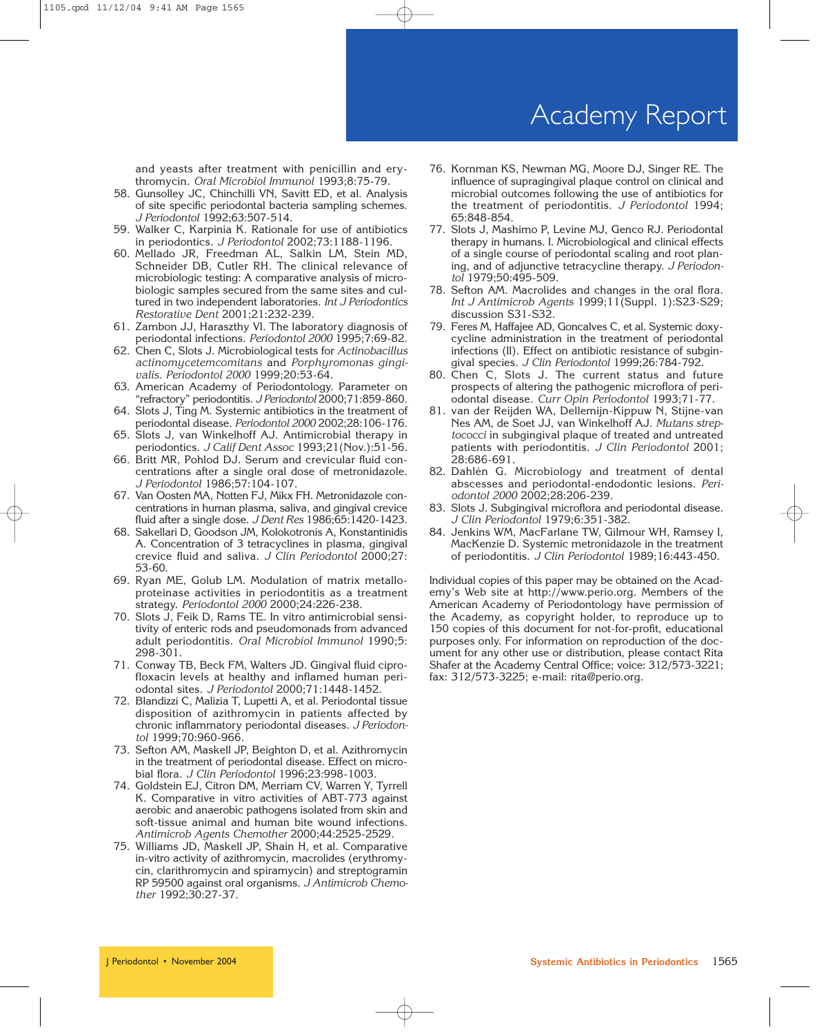and yeasts after treatment with penicillin and erythromycin. *Oral Microbiol Immunol* 1993;8:75-79.

58. Gunsolley JC, Chinchilli VN, Savitt ED, et al. Analysis of site specific periodontal bacteria sampling schemes. *J Periodontol* 1992;63:507-514.
59. Walker C, Karpinia K. Rationale for use of antibiotics in periodontics. *J Periodontol* 2002;73:1188-1196.
60. Mellado JR, Freedman AL, Salkin LM, Stein MD, Schneider DB, Cutler RH. The clinical relevance of microbiologic testing: A comparative analysis of microbiologic samples secured from the same sites and cultured in two independent laboratories. *Int J Periodontics Restorative Dent* 2001;21:232-239.
61. Zambon JJ, Haraszthy VI. The laboratory diagnosis of periodontal infections. *Periodontol 2000* 1995;7:69-82.
62. Chen C, Slots J. Microbiological tests for *Actinobacillus actinomycetemcomitans* and *Porphyromonas gingivalis*. *Periodontol 2000* 1999;20:53-64.
63. American Academy of Periodontology. Parameter on "refractory" periodontitis. *J Periodontol* 2000;71:859-860.
64. Slots J, Ting M. Systemic antibiotics in the treatment of periodontal disease. *Periodontol 2000* 2002;28:106-176.
65. Slots J, van Winkelhoff AJ. Antimicrobial therapy in periodontics. *J Calif Dent Assoc* 1993;21(Nov.):51-56.
66. Britt MR, Pohlod DJ. Serum and crevicular fluid concentrations after a single oral dose of metronidazole. *J Periodontol* 1986;57:104-107.
67. Van Oosten MA, Notten FJ, Mikx FH. Metronidazole concentrations in human plasma, saliva, and gingival crevice fluid after a single dose. *J Dent Res* 1986;65:1420-1423.
68. Sakellari D, Goodson JM, Kolokotronis A, Konstantinidis A. Concentration of 3 tetracyclines in plasma, gingival crevice fluid and saliva. *J Clin Periodontol* 2000;27:53-60.
69. Ryan ME, Golub LM. Modulation of matrix metalloproteinase activities in periodontitis as a treatment strategy. *Periodontol 2000* 2000;24:226-238.
70. Slots J, Feik D, Rams TE. In vitro antimicrobial sensitivity of enteric rods and pseudomonads from advanced adult periodontitis. *Oral Microbiol Immunol* 1990;5:298-301.
71. Conway TB, Beck FM, Walters JD. Gingival fluid ciprofloxacin levels at healthy and inflamed human periodontal sites. *J Periodontol* 2000;71:1448-1452.
72. Blandizzi C, Malizia T, Lupetti A, et al. Periodontal tissue disposition of azithromycin in patients affected by chronic inflammatory periodontal diseases. *J Periodontol* 1999;70:960-966.
73. Sefton AM, Maskell JP, Beighton D, et al. Azithromycin in the treatment of periodontal disease. Effect on microbial flora. *J Clin Periodontol* 1996;23:998-1003.
74. Goldstein EJ, Citron DM, Merriam CV, Warren Y, Tyrrell K. Comparative in vitro activities of ABT-773 against aerobic and anaerobic pathogens isolated from skin and soft-tissue animal and human bite wound infections. *Antimicrob Agents Chemother* 2000;44:2525-2529.
75. Williams JD, Maskell JP, Shain H, et al. Comparative in-vitro activity of azithromycin, macrolides (erythromycin, clarithromycin and spiramycin) and streptogramin RP 59500 against oral organisms. *J Antimicrob Chemother* 1992;30:27-37.
76. Kornman KS, Newman MG, Moore DJ, Singer RE. The influence of supragingival plaque control on clinical and microbial outcomes following the use of antibiotics for the treatment of periodontitis. *J Periodontol* 1994;65:848-854.
77. Slots J, Mashimo P, Levine MJ, Genco RJ. Periodontal therapy in humans. I. Microbiological and clinical effects of a single course of periodontal scaling and root planing, and of adjunctive tetracycline therapy. *J Periodontol* 1979;50:495-509.
78. Sefton AM. Macrolides and changes in the oral flora. *Int J Antimicrob Agents* 1999;11(Suppl. 1):S23-S29; discussion S31-S32.
79. Feres M, Haffajee AD, Goncalves C, et al. Systemic doxycycline administration in the treatment of periodontal infections (II). Effect on antibiotic resistance of subgingival species. *J Clin Periodontol* 1999;26:784-792.
80. Chen C, Slots J. The current status and future prospects of altering the pathogenic microflora of periodontal disease. *Curr Opin Periodontol* 1993;71-77.
81. van der Reijden WA, Dellemijn-Kippuw N, Stijne-van Nes AM, de Soet JJ, van Winkelhoff AJ. *Mutans streptococci* in subgingival plaque of treated and untreated patients with periodontitis. *J Clin Periodontol* 2001;28:686-691.
82. Dahlén G. Microbiology and treatment of dental abscesses and periodontal-endodontic lesions. *Periodontol 2000* 2002;28:206-239.
83. Slots J. Subgingival microflora and periodontal disease. *J Clin Periodontol* 1979;6:351-382.
84. Jenkins WM, MacFarlane TW, Gilmour WH, Ramsey I, MacKenzie D. Systemic metronidazole in the treatment of periodontitis. *J Clin Periodontol* 1989;16:443-450.

Individual copies of this paper may be obtained on the Academy's Web site at http://www.perio.org. Members of the American Academy of Periodontology have permission of the Academy, as copyright holder, to reproduce up to 150 copies of this document for not-for-profit, educational purposes only. For information on reproduction of the document for any other use or distribution, please contact Rita Shafer at the Academy Central Office; voice: 312/573-3221; fax: 312/573-3225; e-mail: rita@perio.org.